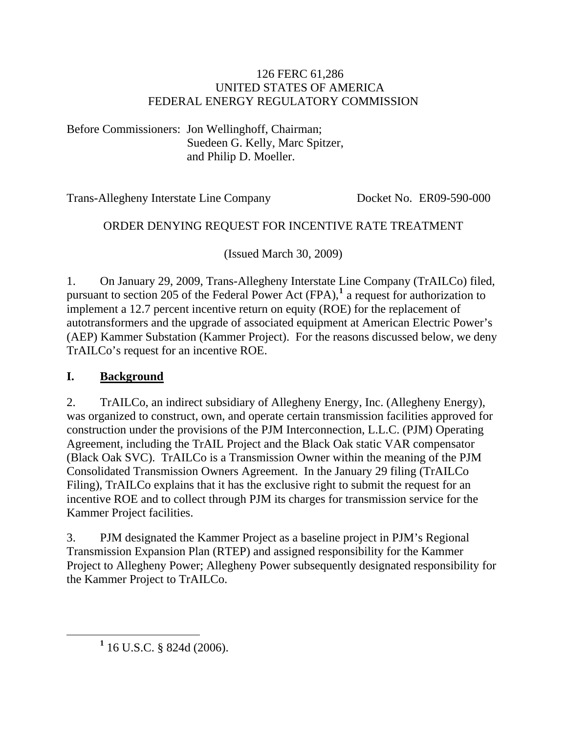126 FERC 61,286
UNITED STATES OF AMERICA
FEDERAL ENERGY REGULATORY COMMISSION

Before Commissioners: Jon Wellinghoff, Chairman;
Suedeen G. Kelly, Marc Spitzer,
and Philip D. Moeller.

Trans-Allegheny Interstate Line Company Docket No. ER09-590-000

ORDER DENYING REQUEST FOR INCENTIVE RATE TREATMENT

(Issued March 30, 2009)

1. On January 29, 2009, Trans-Allegheny Interstate Line Company (TrAILCo) filed, pursuant to section 205 of the Federal Power Act (FPA),[1] a request for authorization to implement a 12.7 percent incentive return on equity (ROE) for the replacement of autotransformers and the upgrade of associated equipment at American Electric Power's (AEP) Kammer Substation (Kammer Project). For the reasons discussed below, we deny TrAILCo's request for an incentive ROE.

## I. Background

2. TrAILCo, an indirect subsidiary of Allegheny Energy, Inc. (Allegheny Energy), was organized to construct, own, and operate certain transmission facilities approved for construction under the provisions of the PJM Interconnection, L.L.C. (PJM) Operating Agreement, including the TrAIL Project and the Black Oak static VAR compensator (Black Oak SVC). TrAILCo is a Transmission Owner within the meaning of the PJM Consolidated Transmission Owners Agreement. In the January 29 filing (TrAILCo Filing), TrAILCo explains that it has the exclusive right to submit the request for an incentive ROE and to collect through PJM its charges for transmission service for the Kammer Project facilities.

3. PJM designated the Kammer Project as a baseline project in PJM's Regional Transmission Expansion Plan (RTEP) and assigned responsibility for the Kammer Project to Allegheny Power; Allegheny Power subsequently designated responsibility for the Kammer Project to TrAILCo.

---

[1] 16 U.S.C. § 824d (2006).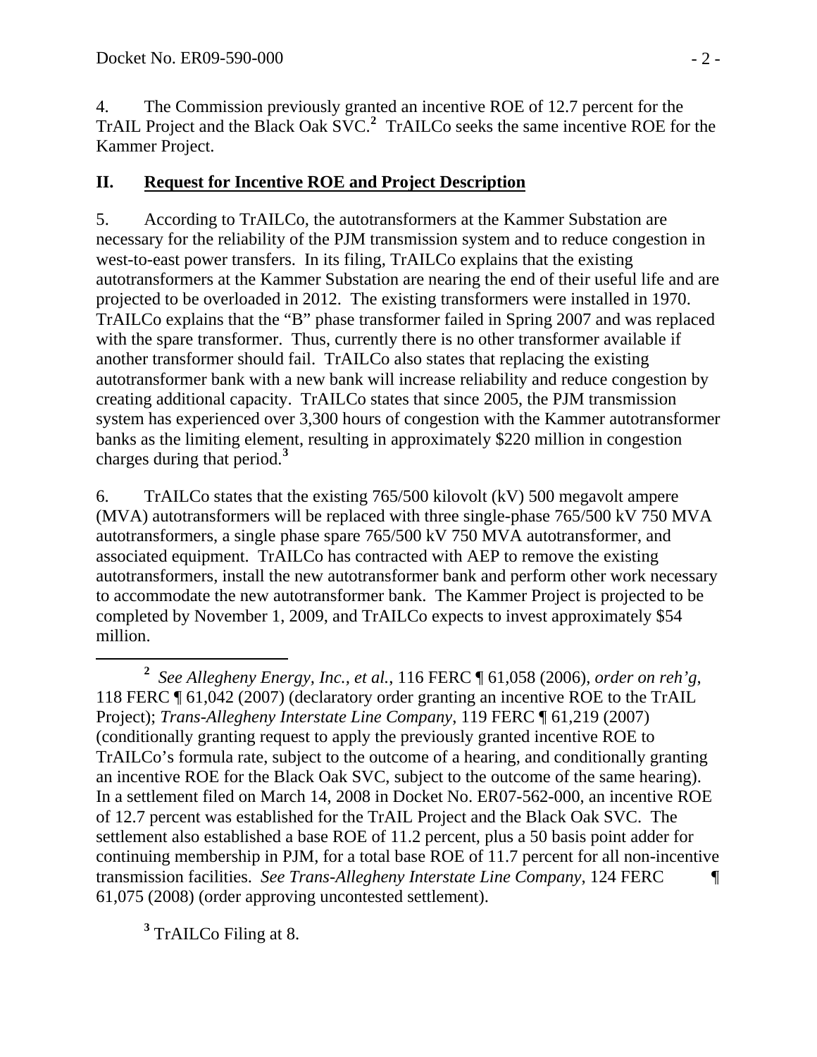4. The Commission previously granted an incentive ROE of 12.7 percent for the TrAIL Project and the Black Oak SVC.[2] TrAILCo seeks the same incentive ROE for the Kammer Project.

## II. Request for Incentive ROE and Project Description

5. According to TrAILCo, the autotransformers at the Kammer Substation are necessary for the reliability of the PJM transmission system and to reduce congestion in west-to-east power transfers. In its filing, TrAILCo explains that the existing autotransformers at the Kammer Substation are nearing the end of their useful life and are projected to be overloaded in 2012. The existing transformers were installed in 1970. TrAILCo explains that the "B" phase transformer failed in Spring 2007 and was replaced with the spare transformer. Thus, currently there is no other transformer available if another transformer should fail. TrAILCo also states that replacing the existing autotransformer bank with a new bank will increase reliability and reduce congestion by creating additional capacity. TrAILCo states that since 2005, the PJM transmission system has experienced over 3,300 hours of congestion with the Kammer autotransformer banks as the limiting element, resulting in approximately $220 million in congestion charges during that period.[3]

6. TrAILCo states that the existing 765/500 kilovolt (kV) 500 megavolt ampere (MVA) autotransformers will be replaced with three single-phase 765/500 kV 750 MVA autotransformers, a single phase spare 765/500 kV 750 MVA autotransformer, and associated equipment. TrAILCo has contracted with AEP to remove the existing autotransformers, install the new autotransformer bank and perform other work necessary to accommodate the new autotransformer bank. The Kammer Project is projected to be completed by November 1, 2009, and TrAILCo expects to invest approximately $54 million.

---

[2] *See Allegheny Energy, Inc., et al.*, 116 FERC ¶ 61,058 (2006), *order on reh'g*, 118 FERC ¶ 61,042 (2007) (declaratory order granting an incentive ROE to the TrAIL Project); *Trans-Allegheny Interstate Line Company*, 119 FERC ¶ 61,219 (2007) (conditionally granting request to apply the previously granted incentive ROE to TrAILCo's formula rate, subject to the outcome of a hearing, and conditionally granting an incentive ROE for the Black Oak SVC, subject to the outcome of the same hearing). In a settlement filed on March 14, 2008 in Docket No. ER07-562-000, an incentive ROE of 12.7 percent was established for the TrAIL Project and the Black Oak SVC. The settlement also established a base ROE of 11.2 percent, plus a 50 basis point adder for continuing membership in PJM, for a total base ROE of 11.7 percent for all non-incentive transmission facilities. *See Trans-Allegheny Interstate Line Company*, 124 FERC ¶ 61,075 (2008) (order approving uncontested settlement).

[3] TrAILCo Filing at 8.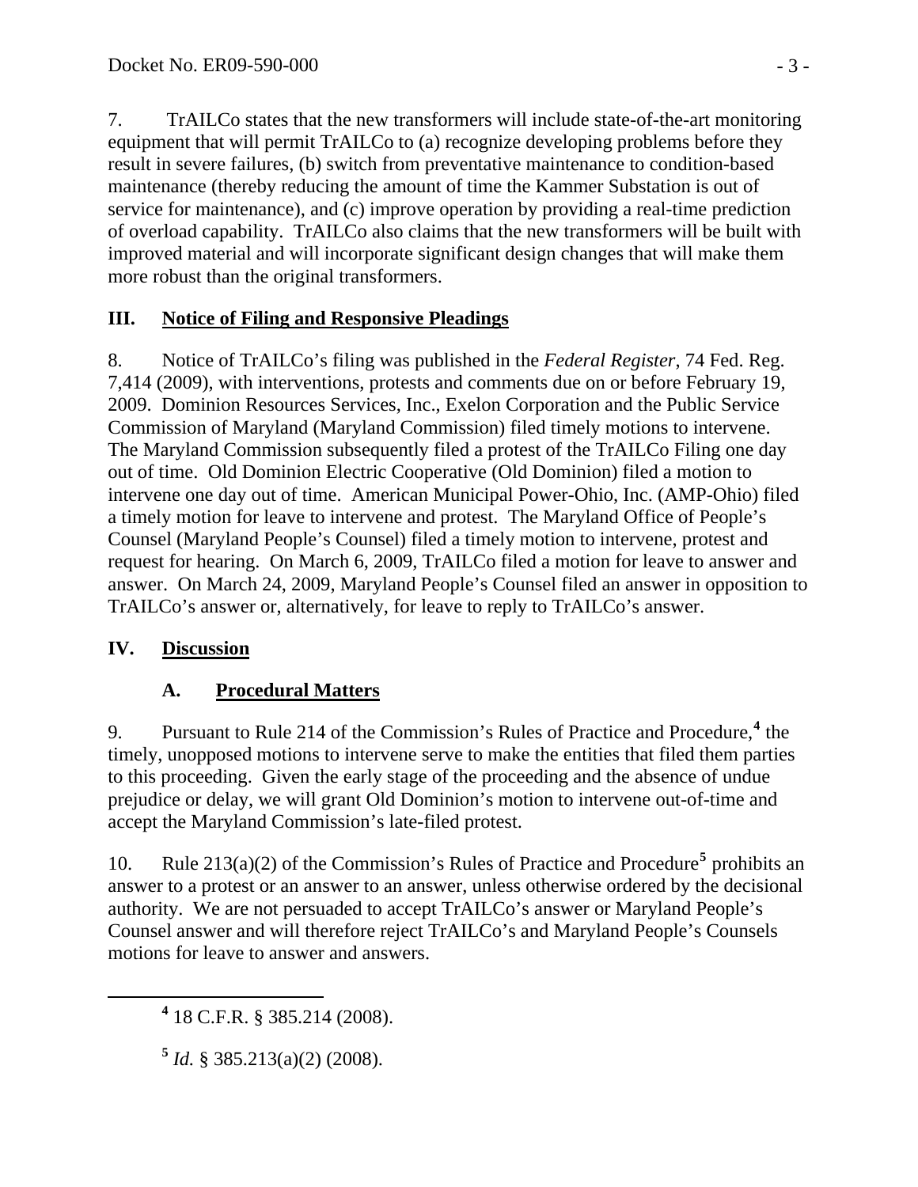7. TrAILCo states that the new transformers will include state-of-the-art monitoring equipment that will permit TrAILCo to (a) recognize developing problems before they result in severe failures, (b) switch from preventative maintenance to condition-based maintenance (thereby reducing the amount of time the Kammer Substation is out of service for maintenance), and (c) improve operation by providing a real-time prediction of overload capability. TrAILCo also claims that the new transformers will be built with improved material and will incorporate significant design changes that will make them more robust than the original transformers.

## III. Notice of Filing and Responsive Pleadings

8. Notice of TrAILCo's filing was published in the *Federal Register*, 74 Fed. Reg. 7,414 (2009), with interventions, protests and comments due on or before February 19, 2009. Dominion Resources Services, Inc., Exelon Corporation and the Public Service Commission of Maryland (Maryland Commission) filed timely motions to intervene. The Maryland Commission subsequently filed a protest of the TrAILCo Filing one day out of time. Old Dominion Electric Cooperative (Old Dominion) filed a motion to intervene one day out of time. American Municipal Power-Ohio, Inc. (AMP-Ohio) filed a timely motion for leave to intervene and protest. The Maryland Office of People's Counsel (Maryland People's Counsel) filed a timely motion to intervene, protest and request for hearing. On March 6, 2009, TrAILCo filed a motion for leave to answer and answer. On March 24, 2009, Maryland People's Counsel filed an answer in opposition to TrAILCo's answer or, alternatively, for leave to reply to TrAILCo's answer.

## IV. Discussion

### A. Procedural Matters

9. Pursuant to Rule 214 of the Commission's Rules of Practice and Procedure,[4] the timely, unopposed motions to intervene serve to make the entities that filed them parties to this proceeding. Given the early stage of the proceeding and the absence of undue prejudice or delay, we will grant Old Dominion's motion to intervene out-of-time and accept the Maryland Commission's late-filed protest.

10. Rule 213(a)(2) of the Commission's Rules of Practice and Procedure[5] prohibits an answer to a protest or an answer to an answer, unless otherwise ordered by the decisional authority. We are not persuaded to accept TrAILCo's answer or Maryland People's Counsel answer and will therefore reject TrAILCo's and Maryland People's Counsels motions for leave to answer and answers.

[4] 18 C.F.R. § 385.214 (2008).

[5] *Id.* § 385.213(a)(2) (2008).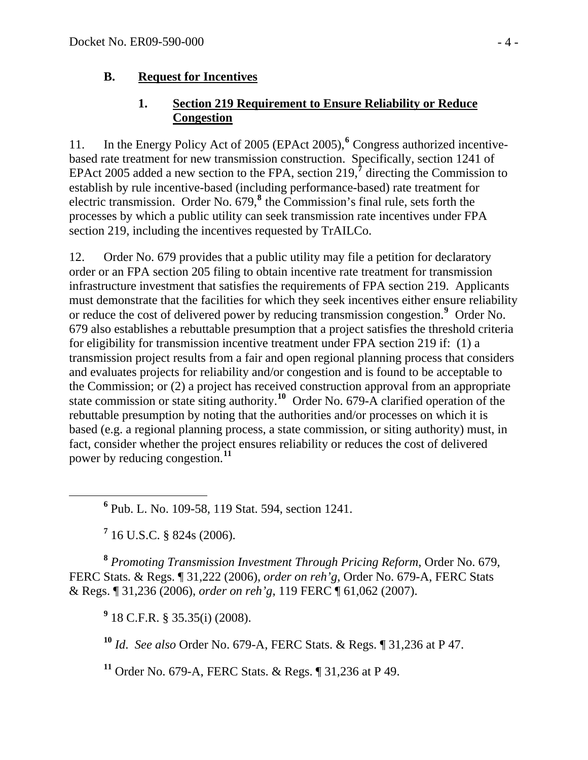## B. Request for Incentives

### 1. Section 219 Requirement to Ensure Reliability or Reduce Congestion

11. In the Energy Policy Act of 2005 (EPAct 2005),[6] Congress authorized incentive-based rate treatment for new transmission construction. Specifically, section 1241 of EPAct 2005 added a new section to the FPA, section 219,[7] directing the Commission to establish by rule incentive-based (including performance-based) rate treatment for electric transmission. Order No. 679,[8] the Commission's final rule, sets forth the processes by which a public utility can seek transmission rate incentives under FPA section 219, including the incentives requested by TrAILCo.

12. Order No. 679 provides that a public utility may file a petition for declaratory order or an FPA section 205 filing to obtain incentive rate treatment for transmission infrastructure investment that satisfies the requirements of FPA section 219. Applicants must demonstrate that the facilities for which they seek incentives either ensure reliability or reduce the cost of delivered power by reducing transmission congestion.[9] Order No. 679 also establishes a rebuttable presumption that a project satisfies the threshold criteria for eligibility for transmission incentive treatment under FPA section 219 if: (1) a transmission project results from a fair and open regional planning process that considers and evaluates projects for reliability and/or congestion and is found to be acceptable to the Commission; or (2) a project has received construction approval from an appropriate state commission or state siting authority.[10] Order No. 679-A clarified operation of the rebuttable presumption by noting that the authorities and/or processes on which it is based (e.g. a regional planning process, a state commission, or siting authority) must, in fact, consider whether the project ensures reliability or reduces the cost of delivered power by reducing congestion.[11]

---

[6] Pub. L. No. 109-58, 119 Stat. 594, section 1241.

[7] 16 U.S.C. § 824s (2006).

[8] *Promoting Transmission Investment Through Pricing Reform*, Order No. 679, FERC Stats. & Regs. ¶ 31,222 (2006), *order on reh'g*, Order No. 679-A, FERC Stats & Regs. ¶ 31,236 (2006), *order on reh'g*, 119 FERC ¶ 61,062 (2007).

[9] 18 C.F.R. § 35.35(i) (2008).

[10] *Id*. *See also* Order No. 679-A, FERC Stats. & Regs. ¶ 31,236 at P 47.

[11] Order No. 679-A, FERC Stats. & Regs. ¶ 31,236 at P 49.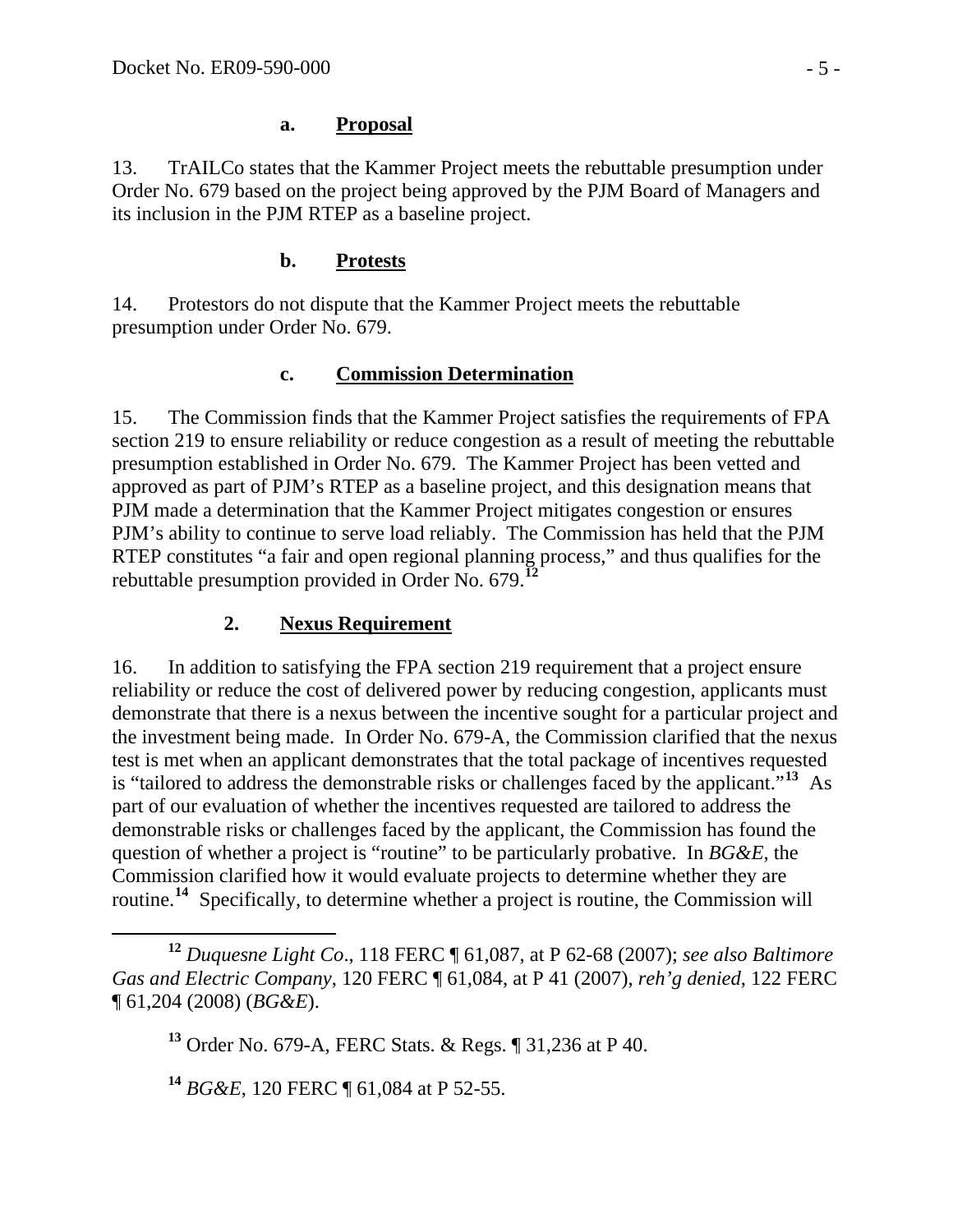#### a. Proposal

13. TrAILCo states that the Kammer Project meets the rebuttable presumption under Order No. 679 based on the project being approved by the PJM Board of Managers and its inclusion in the PJM RTEP as a baseline project.

#### b. Protests

14. Protestors do not dispute that the Kammer Project meets the rebuttable presumption under Order No. 679.

#### c. Commission Determination

15. The Commission finds that the Kammer Project satisfies the requirements of FPA section 219 to ensure reliability or reduce congestion as a result of meeting the rebuttable presumption established in Order No. 679. The Kammer Project has been vetted and approved as part of PJM's RTEP as a baseline project, and this designation means that PJM made a determination that the Kammer Project mitigates congestion or ensures PJM's ability to continue to serve load reliably. The Commission has held that the PJM RTEP constitutes "a fair and open regional planning process," and thus qualifies for the rebuttable presumption provided in Order No. 679.[12]

### 2. Nexus Requirement

16. In addition to satisfying the FPA section 219 requirement that a project ensure reliability or reduce the cost of delivered power by reducing congestion, applicants must demonstrate that there is a nexus between the incentive sought for a particular project and the investment being made. In Order No. 679-A, the Commission clarified that the nexus test is met when an applicant demonstrates that the total package of incentives requested is "tailored to address the demonstrable risks or challenges faced by the applicant."[13] As part of our evaluation of whether the incentives requested are tailored to address the demonstrable risks or challenges faced by the applicant, the Commission has found the question of whether a project is "routine" to be particularly probative. In *BG&E*, the Commission clarified how it would evaluate projects to determine whether they are routine.[14] Specifically, to determine whether a project is routine, the Commission will

---

[12] *Duquesne Light Co*., 118 FERC ¶ 61,087, at P 62-68 (2007); *see also Baltimore Gas and Electric Company*, 120 FERC ¶ 61,084, at P 41 (2007), *reh'g denied*, 122 FERC ¶ 61,204 (2008) (*BG&E*).

[13] Order No. 679-A, FERC Stats. & Regs. ¶ 31,236 at P 40.

[14] *BG&E*, 120 FERC ¶ 61,084 at P 52-55.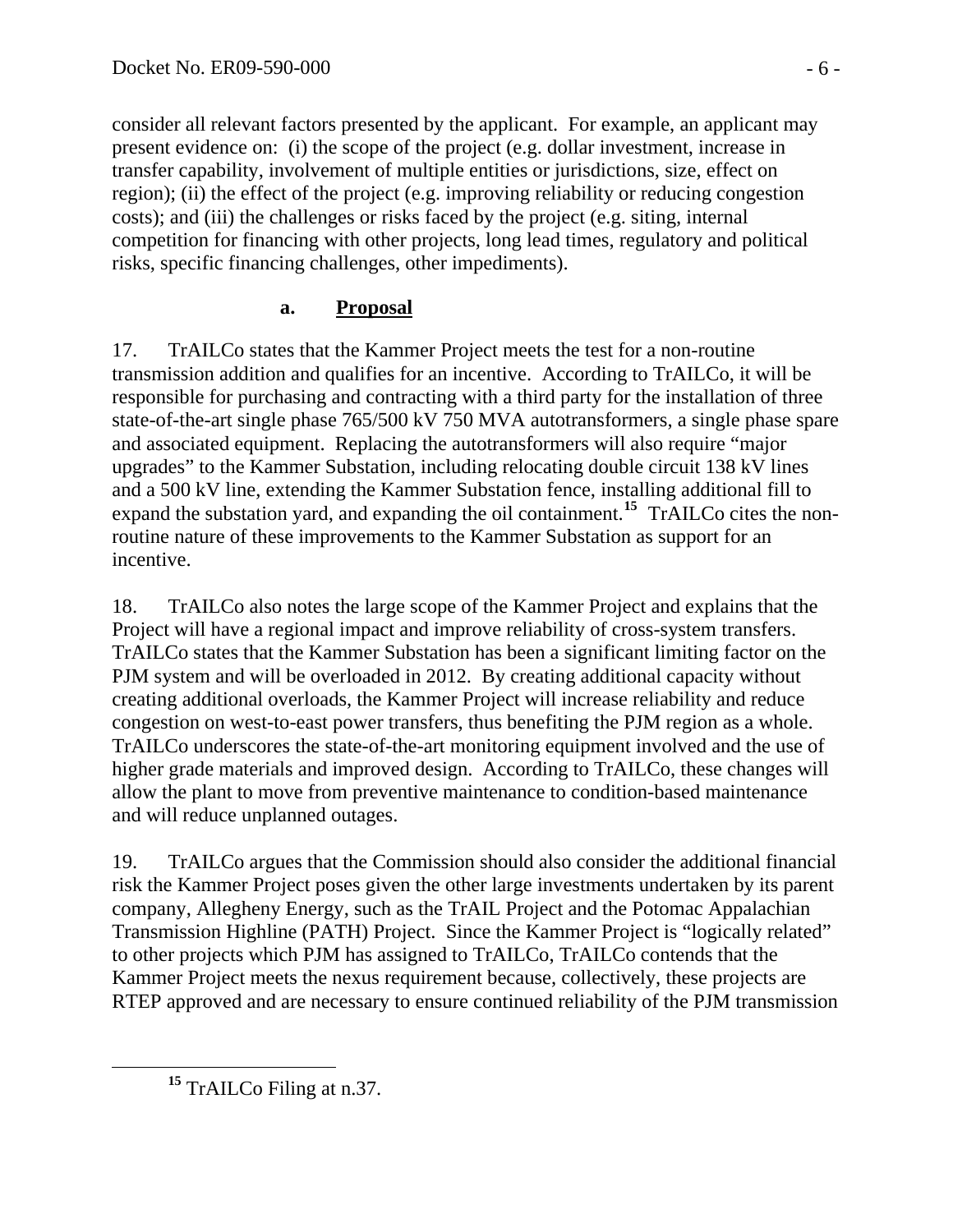consider all relevant factors presented by the applicant. For example, an applicant may present evidence on: (i) the scope of the project (e.g. dollar investment, increase in transfer capability, involvement of multiple entities or jurisdictions, size, effect on region); (ii) the effect of the project (e.g. improving reliability or reducing congestion costs); and (iii) the challenges or risks faced by the project (e.g. siting, internal competition for financing with other projects, long lead times, regulatory and political risks, specific financing challenges, other impediments).

### a. **Proposal**

17. TrAILCo states that the Kammer Project meets the test for a non-routine transmission addition and qualifies for an incentive. According to TrAILCo, it will be responsible for purchasing and contracting with a third party for the installation of three state-of-the-art single phase 765/500 kV 750 MVA autotransformers, a single phase spare and associated equipment. Replacing the autotransformers will also require "major upgrades" to the Kammer Substation, including relocating double circuit 138 kV lines and a 500 kV line, extending the Kammer Substation fence, installing additional fill to expand the substation yard, and expanding the oil containment.[15] TrAILCo cites the non-routine nature of these improvements to the Kammer Substation as support for an incentive.

18. TrAILCo also notes the large scope of the Kammer Project and explains that the Project will have a regional impact and improve reliability of cross-system transfers. TrAILCo states that the Kammer Substation has been a significant limiting factor on the PJM system and will be overloaded in 2012. By creating additional capacity without creating additional overloads, the Kammer Project will increase reliability and reduce congestion on west-to-east power transfers, thus benefiting the PJM region as a whole. TrAILCo underscores the state-of-the-art monitoring equipment involved and the use of higher grade materials and improved design. According to TrAILCo, these changes will allow the plant to move from preventive maintenance to condition-based maintenance and will reduce unplanned outages.

19. TrAILCo argues that the Commission should also consider the additional financial risk the Kammer Project poses given the other large investments undertaken by its parent company, Allegheny Energy, such as the TrAIL Project and the Potomac Appalachian Transmission Highline (PATH) Project. Since the Kammer Project is "logically related" to other projects which PJM has assigned to TrAILCo, TrAILCo contends that the Kammer Project meets the nexus requirement because, collectively, these projects are RTEP approved and are necessary to ensure continued reliability of the PJM transmission

[15] TrAILCo Filing at n.37.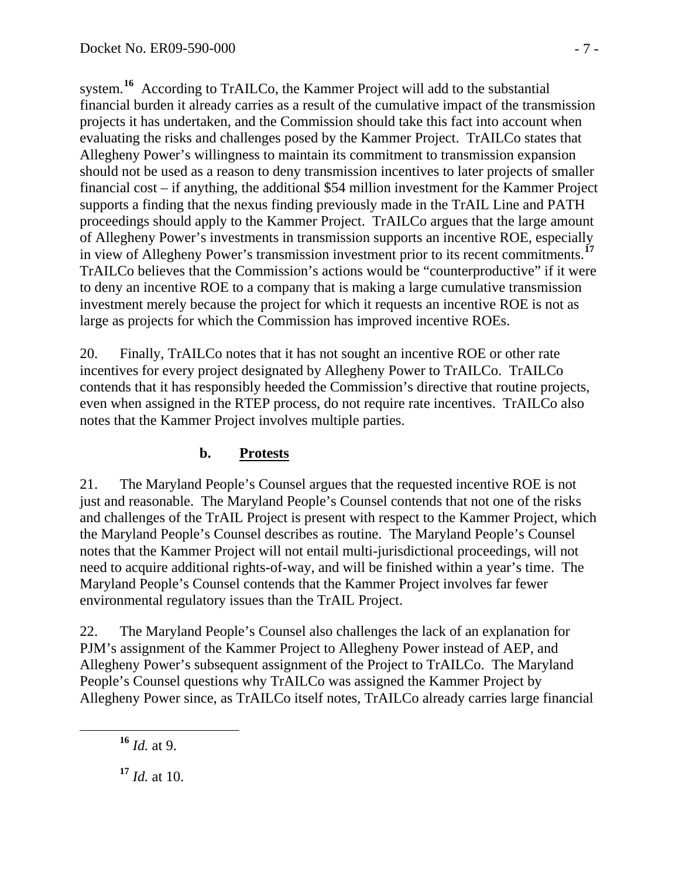system.[16] According to TrAILCo, the Kammer Project will add to the substantial financial burden it already carries as a result of the cumulative impact of the transmission projects it has undertaken, and the Commission should take this fact into account when evaluating the risks and challenges posed by the Kammer Project. TrAILCo states that Allegheny Power's willingness to maintain its commitment to transmission expansion should not be used as a reason to deny transmission incentives to later projects of smaller financial cost – if anything, the additional \$54 million investment for the Kammer Project supports a finding that the nexus finding previously made in the TrAIL Line and PATH proceedings should apply to the Kammer Project. TrAILCo argues that the large amount of Allegheny Power's investments in transmission supports an incentive ROE, especially in view of Allegheny Power's transmission investment prior to its recent commitments.[17] TrAILCo believes that the Commission's actions would be "counterproductive" if it were to deny an incentive ROE to a company that is making a large cumulative transmission investment merely because the project for which it requests an incentive ROE is not as large as projects for which the Commission has improved incentive ROEs.

20. Finally, TrAILCo notes that it has not sought an incentive ROE or other rate incentives for every project designated by Allegheny Power to TrAILCo. TrAILCo contends that it has responsibly heeded the Commission's directive that routine projects, even when assigned in the RTEP process, do not require rate incentives. TrAILCo also notes that the Kammer Project involves multiple parties.

### b. Protests

21. The Maryland People's Counsel argues that the requested incentive ROE is not just and reasonable. The Maryland People's Counsel contends that not one of the risks and challenges of the TrAIL Project is present with respect to the Kammer Project, which the Maryland People's Counsel describes as routine. The Maryland People's Counsel notes that the Kammer Project will not entail multi-jurisdictional proceedings, will not need to acquire additional rights-of-way, and will be finished within a year's time. The Maryland People's Counsel contends that the Kammer Project involves far fewer environmental regulatory issues than the TrAIL Project.

22. The Maryland People's Counsel also challenges the lack of an explanation for PJM's assignment of the Kammer Project to Allegheny Power instead of AEP, and Allegheny Power's subsequent assignment of the Project to TrAILCo. The Maryland People's Counsel questions why TrAILCo was assigned the Kammer Project by Allegheny Power since, as TrAILCo itself notes, TrAILCo already carries large financial

---

[16] *Id.* at 9.

[17] *Id.* at 10.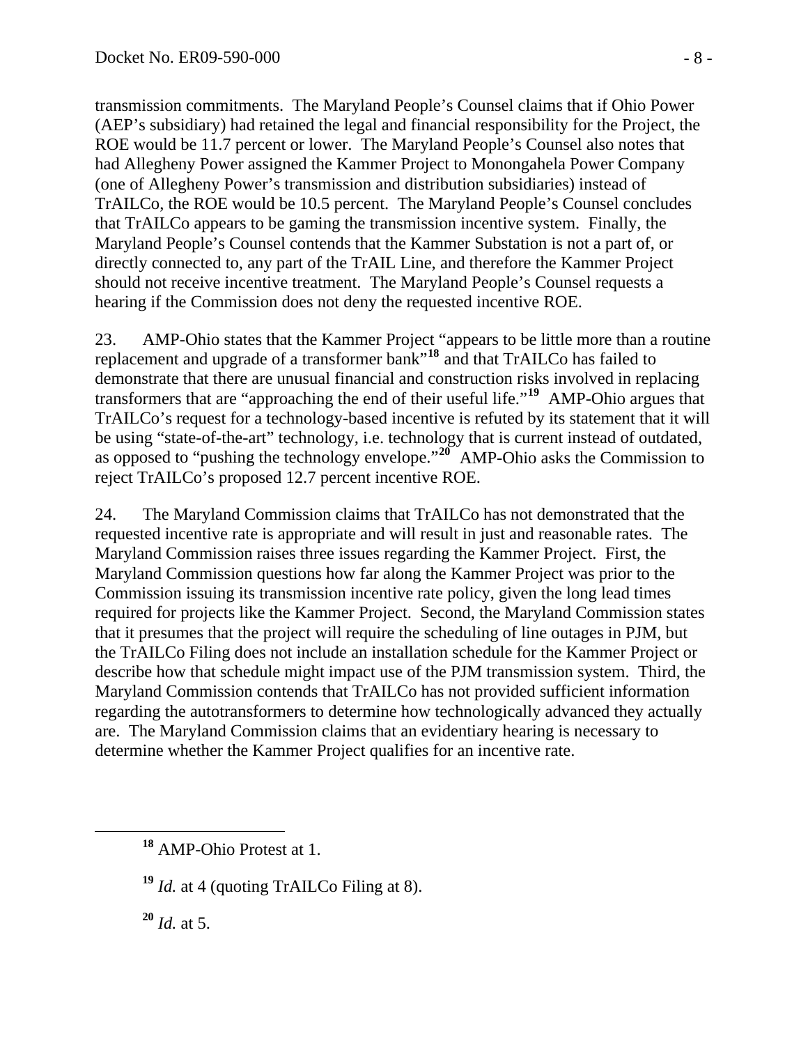transmission commitments. The Maryland People's Counsel claims that if Ohio Power (AEP's subsidiary) had retained the legal and financial responsibility for the Project, the ROE would be 11.7 percent or lower. The Maryland People's Counsel also notes that had Allegheny Power assigned the Kammer Project to Monongahela Power Company (one of Allegheny Power's transmission and distribution subsidiaries) instead of TrAILCo, the ROE would be 10.5 percent. The Maryland People's Counsel concludes that TrAILCo appears to be gaming the transmission incentive system. Finally, the Maryland People's Counsel contends that the Kammer Substation is not a part of, or directly connected to, any part of the TrAIL Line, and therefore the Kammer Project should not receive incentive treatment. The Maryland People's Counsel requests a hearing if the Commission does not deny the requested incentive ROE.

23. AMP-Ohio states that the Kammer Project "appears to be little more than a routine replacement and upgrade of a transformer bank"[18] and that TrAILCo has failed to demonstrate that there are unusual financial and construction risks involved in replacing transformers that are "approaching the end of their useful life."[19] AMP-Ohio argues that TrAILCo's request for a technology-based incentive is refuted by its statement that it will be using "state-of-the-art" technology, i.e. technology that is current instead of outdated, as opposed to "pushing the technology envelope."[20] AMP-Ohio asks the Commission to reject TrAILCo's proposed 12.7 percent incentive ROE.

24. The Maryland Commission claims that TrAILCo has not demonstrated that the requested incentive rate is appropriate and will result in just and reasonable rates. The Maryland Commission raises three issues regarding the Kammer Project. First, the Maryland Commission questions how far along the Kammer Project was prior to the Commission issuing its transmission incentive rate policy, given the long lead times required for projects like the Kammer Project. Second, the Maryland Commission states that it presumes that the project will require the scheduling of line outages in PJM, but the TrAILCo Filing does not include an installation schedule for the Kammer Project or describe how that schedule might impact use of the PJM transmission system. Third, the Maryland Commission contends that TrAILCo has not provided sufficient information regarding the autotransformers to determine how technologically advanced they actually are. The Maryland Commission claims that an evidentiary hearing is necessary to determine whether the Kammer Project qualifies for an incentive rate.

---

[18] AMP-Ohio Protest at 1.

[19] *Id.* at 4 (quoting TrAILCo Filing at 8).

[20] *Id.* at 5.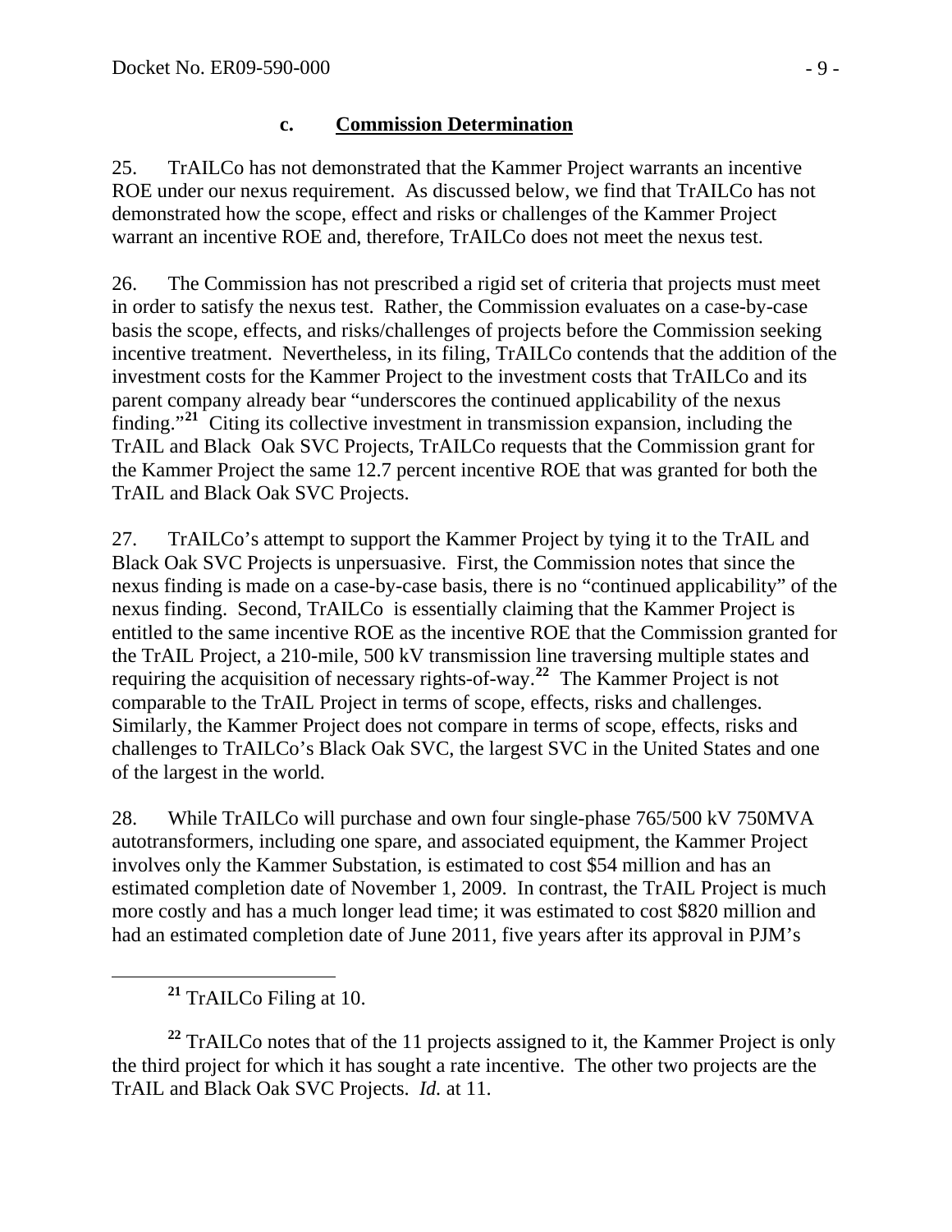### c. **Commission Determination**

25. TrAILCo has not demonstrated that the Kammer Project warrants an incentive ROE under our nexus requirement. As discussed below, we find that TrAILCo has not demonstrated how the scope, effect and risks or challenges of the Kammer Project warrant an incentive ROE and, therefore, TrAILCo does not meet the nexus test.

26. The Commission has not prescribed a rigid set of criteria that projects must meet in order to satisfy the nexus test. Rather, the Commission evaluates on a case-by-case basis the scope, effects, and risks/challenges of projects before the Commission seeking incentive treatment. Nevertheless, in its filing, TrAILCo contends that the addition of the investment costs for the Kammer Project to the investment costs that TrAILCo and its parent company already bear "underscores the continued applicability of the nexus finding."[21] Citing its collective investment in transmission expansion, including the TrAIL and Black Oak SVC Projects, TrAILCo requests that the Commission grant for the Kammer Project the same 12.7 percent incentive ROE that was granted for both the TrAIL and Black Oak SVC Projects.

27. TrAILCo's attempt to support the Kammer Project by tying it to the TrAIL and Black Oak SVC Projects is unpersuasive. First, the Commission notes that since the nexus finding is made on a case-by-case basis, there is no "continued applicability" of the nexus finding. Second, TrAILCo is essentially claiming that the Kammer Project is entitled to the same incentive ROE as the incentive ROE that the Commission granted for the TrAIL Project, a 210-mile, 500 kV transmission line traversing multiple states and requiring the acquisition of necessary rights-of-way.[22] The Kammer Project is not comparable to the TrAIL Project in terms of scope, effects, risks and challenges. Similarly, the Kammer Project does not compare in terms of scope, effects, risks and challenges to TrAILCo's Black Oak SVC, the largest SVC in the United States and one of the largest in the world.

28. While TrAILCo will purchase and own four single-phase 765/500 kV 750MVA autotransformers, including one spare, and associated equipment, the Kammer Project involves only the Kammer Substation, is estimated to cost $54 million and has an estimated completion date of November 1, 2009. In contrast, the TrAIL Project is much more costly and has a much longer lead time; it was estimated to cost $820 million and had an estimated completion date of June 2011, five years after its approval in PJM's

---

[21] TrAILCo Filing at 10.

[22] TrAILCo notes that of the 11 projects assigned to it, the Kammer Project is only the third project for which it has sought a rate incentive. The other two projects are the TrAIL and Black Oak SVC Projects. *Id.* at 11.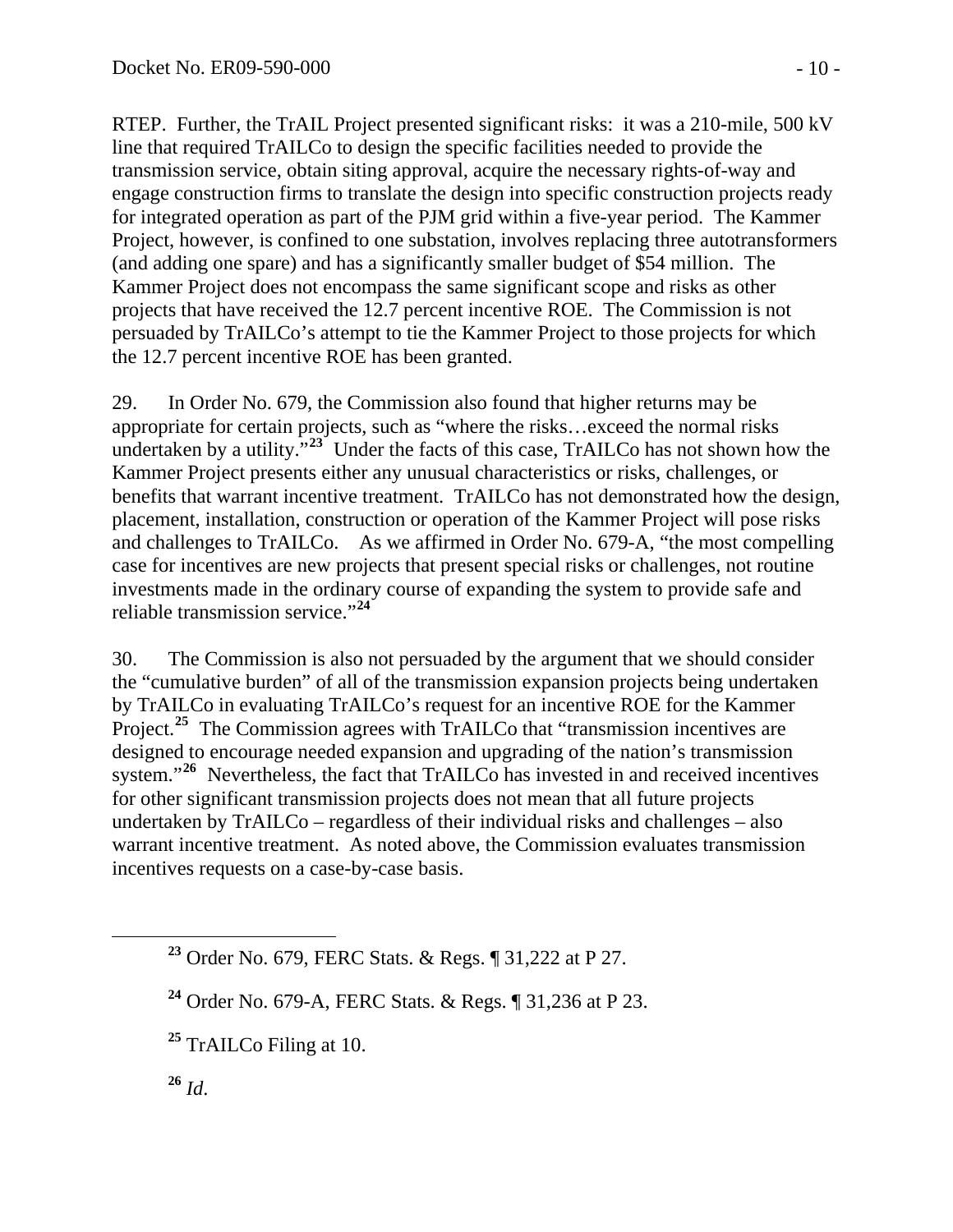RTEP. Further, the TrAIL Project presented significant risks: it was a 210-mile, 500 kV line that required TrAILCo to design the specific facilities needed to provide the transmission service, obtain siting approval, acquire the necessary rights-of-way and engage construction firms to translate the design into specific construction projects ready for integrated operation as part of the PJM grid within a five-year period. The Kammer Project, however, is confined to one substation, involves replacing three autotransformers (and adding one spare) and has a significantly smaller budget of $54 million. The Kammer Project does not encompass the same significant scope and risks as other projects that have received the 12.7 percent incentive ROE. The Commission is not persuaded by TrAILCo's attempt to tie the Kammer Project to those projects for which the 12.7 percent incentive ROE has been granted.

29. In Order No. 679, the Commission also found that higher returns may be appropriate for certain projects, such as "where the risks…exceed the normal risks undertaken by a utility."[23] Under the facts of this case, TrAILCo has not shown how the Kammer Project presents either any unusual characteristics or risks, challenges, or benefits that warrant incentive treatment. TrAILCo has not demonstrated how the design, placement, installation, construction or operation of the Kammer Project will pose risks and challenges to TrAILCo. As we affirmed in Order No. 679-A, "the most compelling case for incentives are new projects that present special risks or challenges, not routine investments made in the ordinary course of expanding the system to provide safe and reliable transmission service."[24]

30. The Commission is also not persuaded by the argument that we should consider the "cumulative burden" of all of the transmission expansion projects being undertaken by TrAILCo in evaluating TrAILCo's request for an incentive ROE for the Kammer Project.[25] The Commission agrees with TrAILCo that "transmission incentives are designed to encourage needed expansion and upgrading of the nation's transmission system."[26] Nevertheless, the fact that TrAILCo has invested in and received incentives for other significant transmission projects does not mean that all future projects undertaken by TrAILCo – regardless of their individual risks and challenges – also warrant incentive treatment. As noted above, the Commission evaluates transmission incentives requests on a case-by-case basis.

---

[23] Order No. 679, FERC Stats. & Regs. ¶ 31,222 at P 27.

[24] Order No. 679-A, FERC Stats. & Regs. ¶ 31,236 at P 23.

[25] TrAILCo Filing at 10.

[26] *Id*.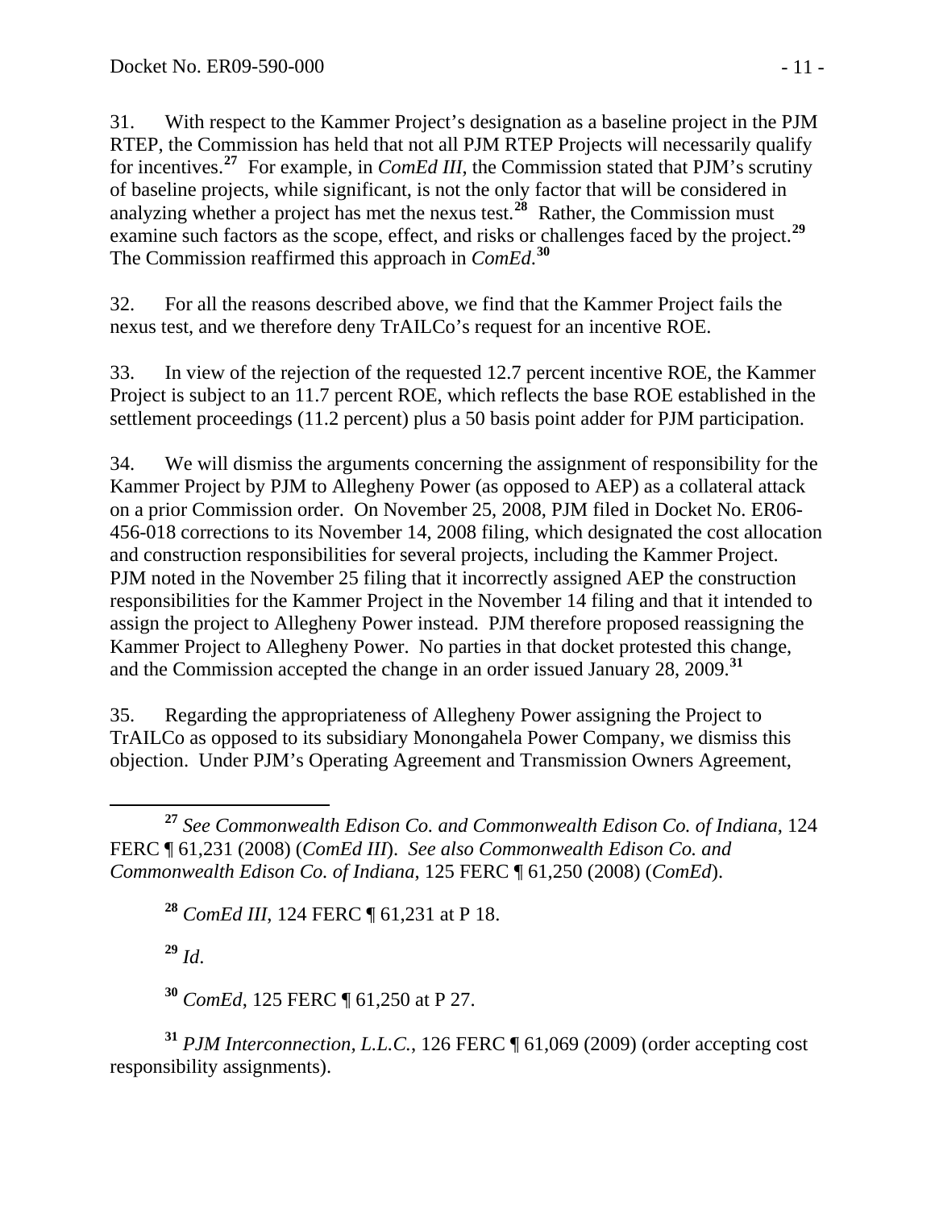31. With respect to the Kammer Project's designation as a baseline project in the PJM RTEP, the Commission has held that not all PJM RTEP Projects will necessarily qualify for incentives.[27] For example, in *ComEd III*, the Commission stated that PJM's scrutiny of baseline projects, while significant, is not the only factor that will be considered in analyzing whether a project has met the nexus test.[28] Rather, the Commission must examine such factors as the scope, effect, and risks or challenges faced by the project.[29] The Commission reaffirmed this approach in *ComEd*.[30]

32. For all the reasons described above, we find that the Kammer Project fails the nexus test, and we therefore deny TrAILCo's request for an incentive ROE.

33. In view of the rejection of the requested 12.7 percent incentive ROE, the Kammer Project is subject to an 11.7 percent ROE, which reflects the base ROE established in the settlement proceedings (11.2 percent) plus a 50 basis point adder for PJM participation.

34. We will dismiss the arguments concerning the assignment of responsibility for the Kammer Project by PJM to Allegheny Power (as opposed to AEP) as a collateral attack on a prior Commission order. On November 25, 2008, PJM filed in Docket No. ER06-456-018 corrections to its November 14, 2008 filing, which designated the cost allocation and construction responsibilities for several projects, including the Kammer Project. PJM noted in the November 25 filing that it incorrectly assigned AEP the construction responsibilities for the Kammer Project in the November 14 filing and that it intended to assign the project to Allegheny Power instead. PJM therefore proposed reassigning the Kammer Project to Allegheny Power. No parties in that docket protested this change, and the Commission accepted the change in an order issued January 28, 2009.[31]

35. Regarding the appropriateness of Allegheny Power assigning the Project to TrAILCo as opposed to its subsidiary Monongahela Power Company, we dismiss this objection. Under PJM's Operating Agreement and Transmission Owners Agreement,

---

[27] *See Commonwealth Edison Co. and Commonwealth Edison Co. of Indiana*, 124 FERC ¶ 61,231 (2008) (*ComEd III*). *See also Commonwealth Edison Co. and Commonwealth Edison Co. of Indiana*, 125 FERC ¶ 61,250 (2008) (*ComEd*).

[28] *ComEd III*, 124 FERC ¶ 61,231 at P 18.

[29] *Id*.

[30] *ComEd*, 125 FERC ¶ 61,250 at P 27.

[31] *PJM Interconnection, L.L.C.*, 126 FERC ¶ 61,069 (2009) (order accepting cost responsibility assignments).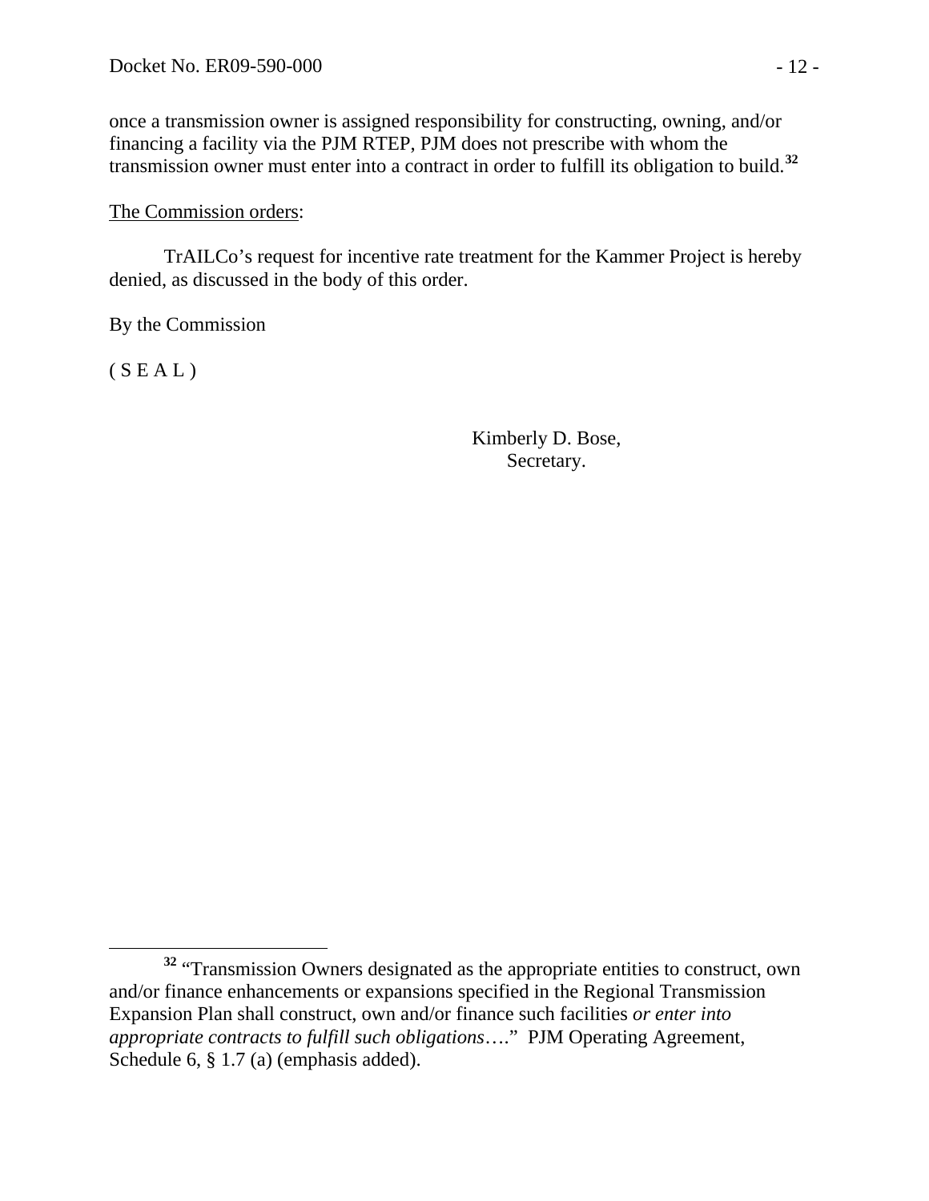once a transmission owner is assigned responsibility for constructing, owning, and/or financing a facility via the PJM RTEP, PJM does not prescribe with whom the transmission owner must enter into a contract in order to fulfill its obligation to build.[32]

The Commission orders:

TrAILCo's request for incentive rate treatment for the Kammer Project is hereby denied, as discussed in the body of this order.

By the Commission

( S E A L )

Kimberly D. Bose,
Secretary.

---

[32] "Transmission Owners designated as the appropriate entities to construct, own and/or finance enhancements or expansions specified in the Regional Transmission Expansion Plan shall construct, own and/or finance such facilities *or enter into appropriate contracts to fulfill such obligations*…." PJM Operating Agreement, Schedule 6, § 1.7 (a) (emphasis added).